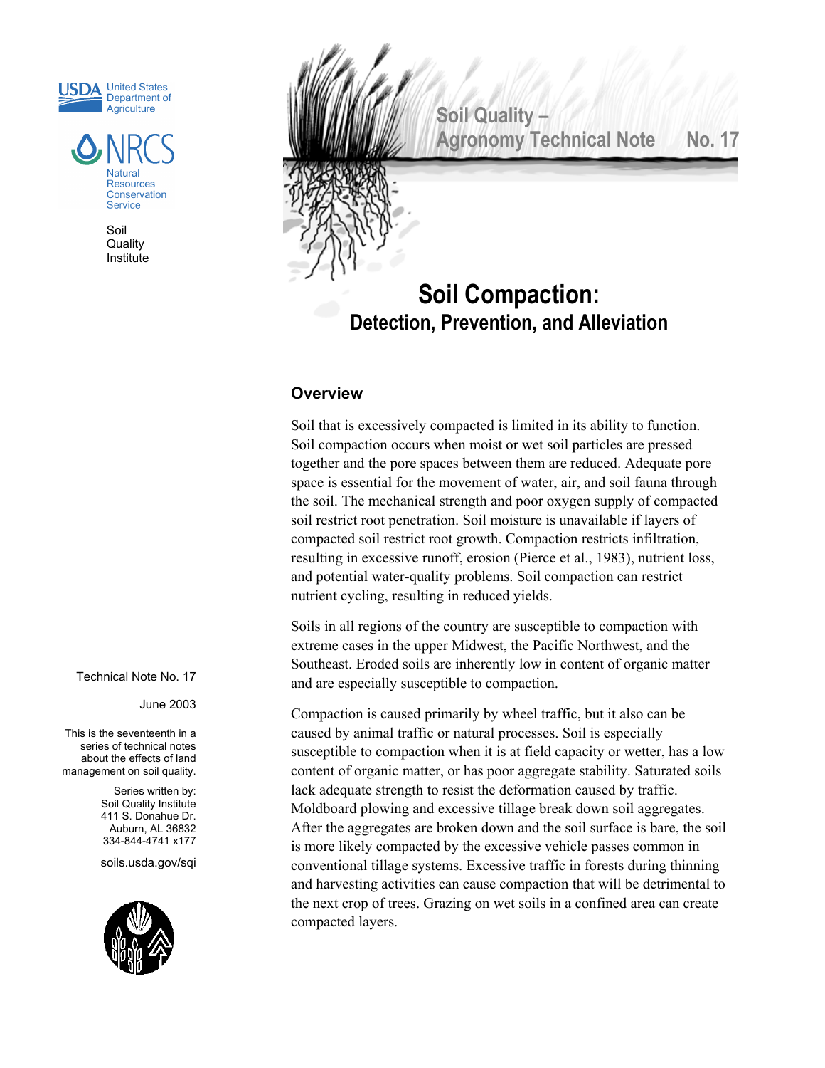United States Department of Agriculture

NRCS Natural Resources Conservation Service

Soil Quality Institute

# Soil Quality – Agronomy Technical Note No. 17

# Soil Compaction:
## Detection, Prevention, and Alleviation

Technical Note No. 17

June 2003

This is the seventeenth in a series of technical notes about the effects of land management on soil quality.

Series written by:
Soil Quality Institute
411 S. Donahue Dr.
Auburn, AL 36832
334-844-4741 x177

soils.usda.gov/sqi

## Overview

Soil that is excessively compacted is limited in its ability to function. Soil compaction occurs when moist or wet soil particles are pressed together and the pore spaces between them are reduced. Adequate pore space is essential for the movement of water, air, and soil fauna through the soil. The mechanical strength and poor oxygen supply of compacted soil restrict root penetration. Soil moisture is unavailable if layers of compacted soil restrict root growth. Compaction restricts infiltration, resulting in excessive runoff, erosion (Pierce et al., 1983), nutrient loss, and potential water-quality problems. Soil compaction can restrict nutrient cycling, resulting in reduced yields.

Soils in all regions of the country are susceptible to compaction with extreme cases in the upper Midwest, the Pacific Northwest, and the Southeast. Eroded soils are inherently low in content of organic matter and are especially susceptible to compaction.

Compaction is caused primarily by wheel traffic, but it also can be caused by animal traffic or natural processes. Soil is especially susceptible to compaction when it is at field capacity or wetter, has a low content of organic matter, or has poor aggregate stability. Saturated soils lack adequate strength to resist the deformation caused by traffic. Moldboard plowing and excessive tillage break down soil aggregates. After the aggregates are broken down and the soil surface is bare, the soil is more likely compacted by the excessive vehicle passes common in conventional tillage systems. Excessive traffic in forests during thinning and harvesting activities can cause compaction that will be detrimental to the next crop of trees. Grazing on wet soils in a confined area can create compacted layers.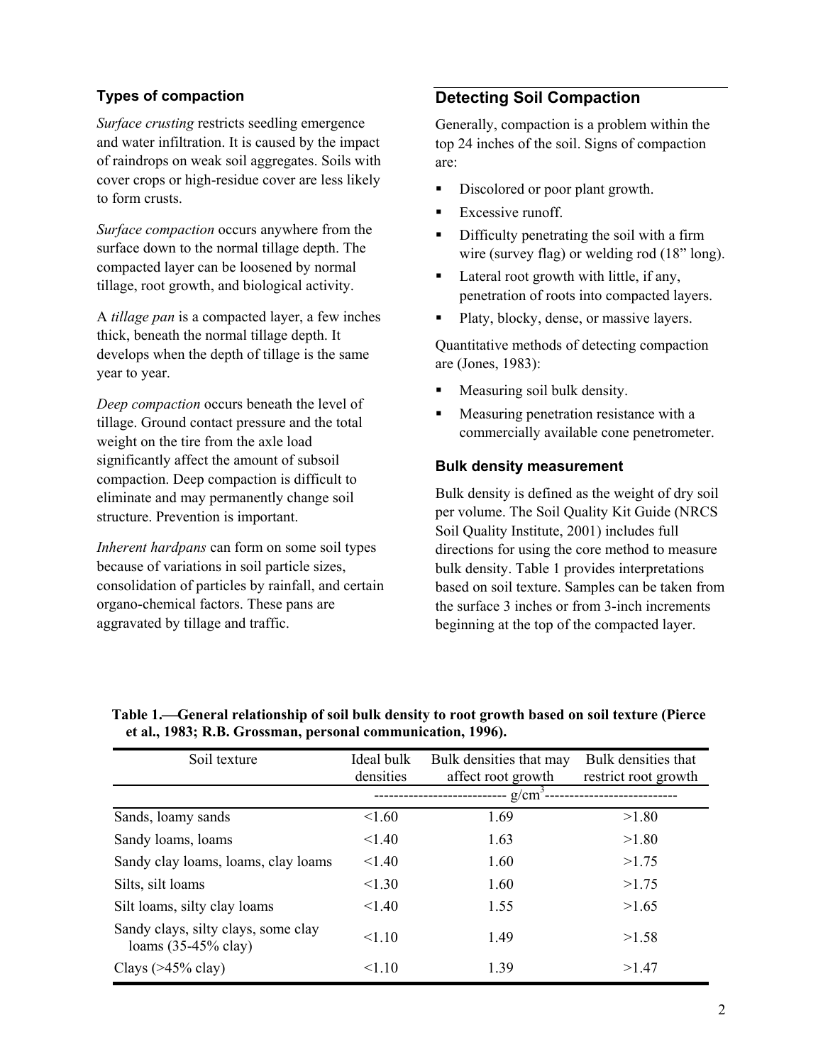### Types of compaction

*Surface crusting* restricts seedling emergence and water infiltration. It is caused by the impact of raindrops on weak soil aggregates. Soils with cover crops or high-residue cover are less likely to form crusts.

*Surface compaction* occurs anywhere from the surface down to the normal tillage depth. The compacted layer can be loosened by normal tillage, root growth, and biological activity.

A *tillage pan* is a compacted layer, a few inches thick, beneath the normal tillage depth. It develops when the depth of tillage is the same year to year.

*Deep compaction* occurs beneath the level of tillage. Ground contact pressure and the total weight on the tire from the axle load significantly affect the amount of subsoil compaction. Deep compaction is difficult to eliminate and may permanently change soil structure. Prevention is important.

*Inherent hardpans* can form on some soil types because of variations in soil particle sizes, consolidation of particles by rainfall, and certain organo-chemical factors. These pans are aggravated by tillage and traffic.

## Detecting Soil Compaction

Generally, compaction is a problem within the top 24 inches of the soil. Signs of compaction are:

- Discolored or poor plant growth.
- Excessive runoff.
- Difficulty penetrating the soil with a firm wire (survey flag) or welding rod (18" long).
- Lateral root growth with little, if any, penetration of roots into compacted layers.
- Platy, blocky, dense, or massive layers.

Quantitative methods of detecting compaction are (Jones, 1983):

- Measuring soil bulk density.
- Measuring penetration resistance with a commercially available cone penetrometer.

### Bulk density measurement

Bulk density is defined as the weight of dry soil per volume. The Soil Quality Kit Guide (NRCS Soil Quality Institute, 2001) includes full directions for using the core method to measure bulk density. Table 1 provides interpretations based on soil texture. Samples can be taken from the surface 3 inches or from 3-inch increments beginning at the top of the compacted layer.

**Table 1.—General relationship of soil bulk density to root growth based on soil texture (Pierce et al., 1983; R.B. Grossman, personal communication, 1996).**

| Soil texture | Ideal bulk densities | Bulk densities that may affect root growth | Bulk densities that restrict root growth |
|---|---|---|---|
| | | $g/cm^3$ | |
| Sands, loamy sands | <1.60 | 1.69 | >1.80 |
| Sandy loams, loams | <1.40 | 1.63 | >1.80 |
| Sandy clay loams, loams, clay loams | <1.40 | 1.60 | >1.75 |
| Silts, silt loams | <1.30 | 1.60 | >1.75 |
| Silt loams, silty clay loams | <1.40 | 1.55 | >1.65 |
| Sandy clays, silty clays, some clay loams (35-45% clay) | <1.10 | 1.49 | >1.58 |
| Clays (>45% clay) | <1.10 | 1.39 | >1.47 |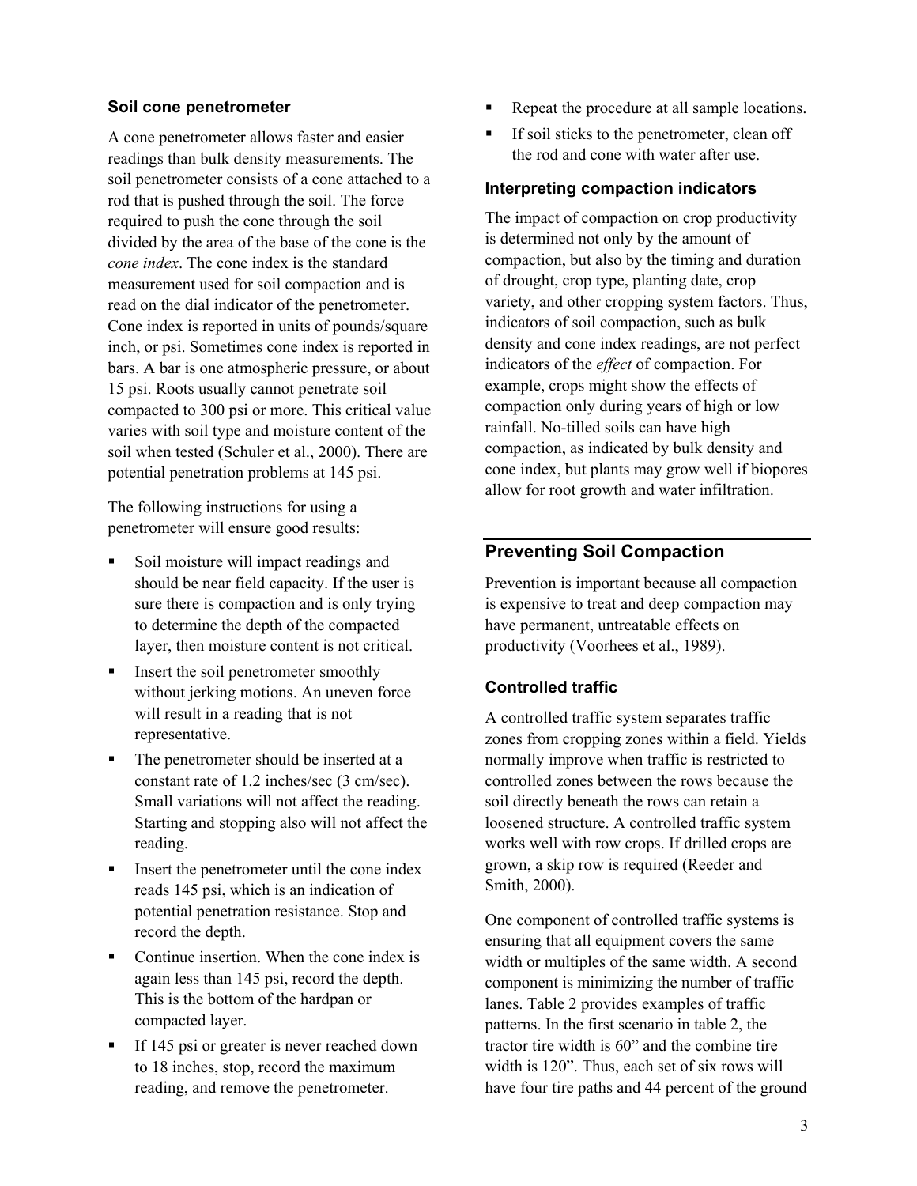### Soil cone penetrometer

A cone penetrometer allows faster and easier readings than bulk density measurements. The soil penetrometer consists of a cone attached to a rod that is pushed through the soil. The force required to push the cone through the soil divided by the area of the base of the cone is the *cone index*. The cone index is the standard measurement used for soil compaction and is read on the dial indicator of the penetrometer. Cone index is reported in units of pounds/square inch, or psi. Sometimes cone index is reported in bars. A bar is one atmospheric pressure, or about 15 psi. Roots usually cannot penetrate soil compacted to 300 psi or more. This critical value varies with soil type and moisture content of the soil when tested (Schuler et al., 2000). There are potential penetration problems at 145 psi.

The following instructions for using a penetrometer will ensure good results:

- Soil moisture will impact readings and should be near field capacity. If the user is sure there is compaction and is only trying to determine the depth of the compacted layer, then moisture content is not critical.
- Insert the soil penetrometer smoothly without jerking motions. An uneven force will result in a reading that is not representative.
- The penetrometer should be inserted at a constant rate of 1.2 inches/sec (3 cm/sec). Small variations will not affect the reading. Starting and stopping also will not affect the reading.
- Insert the penetrometer until the cone index reads 145 psi, which is an indication of potential penetration resistance. Stop and record the depth.
- Continue insertion. When the cone index is again less than 145 psi, record the depth. This is the bottom of the hardpan or compacted layer.
- If 145 psi or greater is never reached down to 18 inches, stop, record the maximum reading, and remove the penetrometer.
- Repeat the procedure at all sample locations.
- If soil sticks to the penetrometer, clean off the rod and cone with water after use.

### Interpreting compaction indicators

The impact of compaction on crop productivity is determined not only by the amount of compaction, but also by the timing and duration of drought, crop type, planting date, crop variety, and other cropping system factors. Thus, indicators of soil compaction, such as bulk density and cone index readings, are not perfect indicators of the *effect* of compaction. For example, crops might show the effects of compaction only during years of high or low rainfall. No-tilled soils can have high compaction, as indicated by bulk density and cone index, but plants may grow well if biopores allow for root growth and water infiltration.

## Preventing Soil Compaction

Prevention is important because all compaction is expensive to treat and deep compaction may have permanent, untreatable effects on productivity (Voorhees et al., 1989).

### Controlled traffic

A controlled traffic system separates traffic zones from cropping zones within a field. Yields normally improve when traffic is restricted to controlled zones between the rows because the soil directly beneath the rows can retain a loosened structure. A controlled traffic system works well with row crops. If drilled crops are grown, a skip row is required (Reeder and Smith, 2000).

One component of controlled traffic systems is ensuring that all equipment covers the same width or multiples of the same width. A second component is minimizing the number of traffic lanes. Table 2 provides examples of traffic patterns. In the first scenario in table 2, the tractor tire width is 60" and the combine tire width is 120". Thus, each set of six rows will have four tire paths and 44 percent of the ground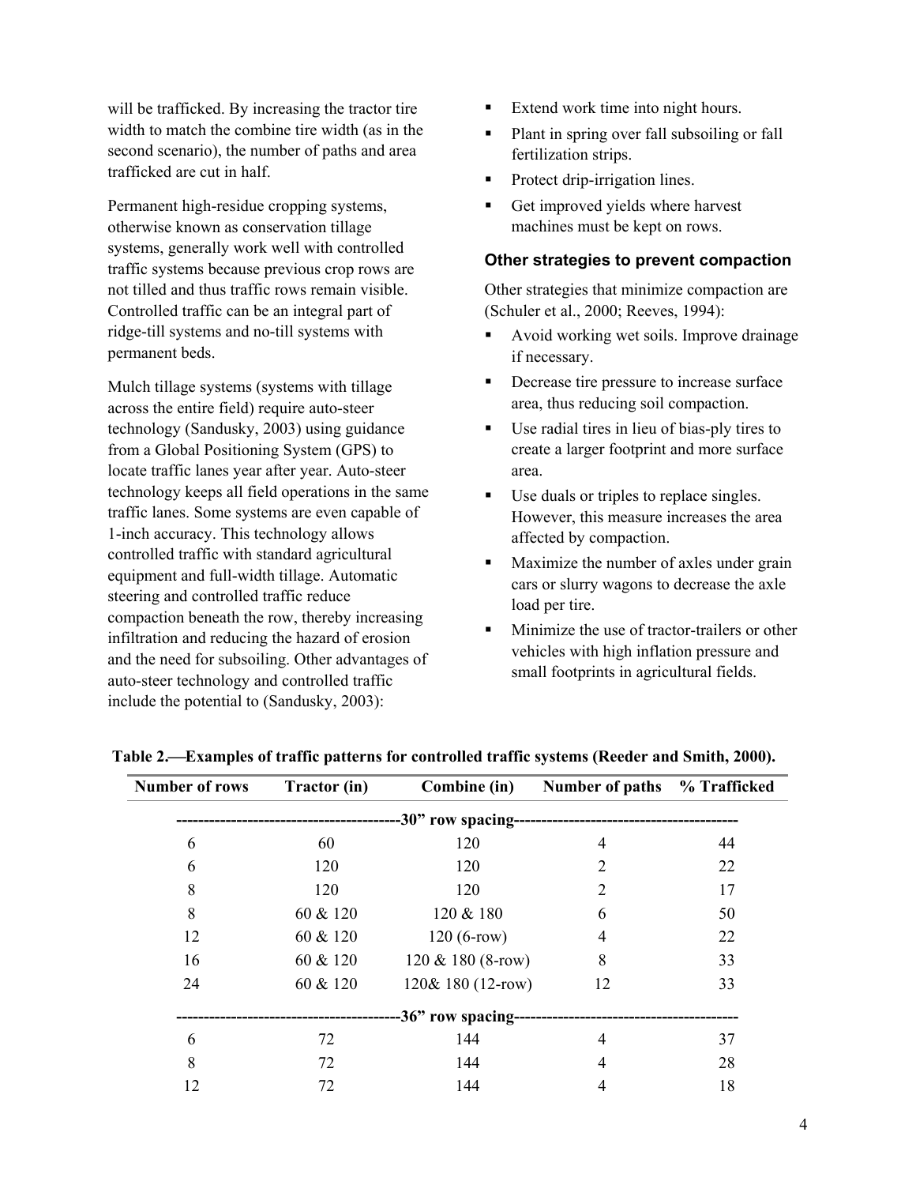will be trafficked. By increasing the tractor tire width to match the combine tire width (as in the second scenario), the number of paths and area trafficked are cut in half.

Permanent high-residue cropping systems, otherwise known as conservation tillage systems, generally work well with controlled traffic systems because previous crop rows are not tilled and thus traffic rows remain visible. Controlled traffic can be an integral part of ridge-till systems and no-till systems with permanent beds.

Mulch tillage systems (systems with tillage across the entire field) require auto-steer technology (Sandusky, 2003) using guidance from a Global Positioning System (GPS) to locate traffic lanes year after year. Auto-steer technology keeps all field operations in the same traffic lanes. Some systems are even capable of 1-inch accuracy. This technology allows controlled traffic with standard agricultural equipment and full-width tillage. Automatic steering and controlled traffic reduce compaction beneath the row, thereby increasing infiltration and reducing the hazard of erosion and the need for subsoiling. Other advantages of auto-steer technology and controlled traffic include the potential to (Sandusky, 2003):

- Extend work time into night hours.
- Plant in spring over fall subsoiling or fall fertilization strips.
- Protect drip-irrigation lines.
- Get improved yields where harvest machines must be kept on rows.

### Other strategies to prevent compaction

Other strategies that minimize compaction are (Schuler et al., 2000; Reeves, 1994):

- Avoid working wet soils. Improve drainage if necessary.
- Decrease tire pressure to increase surface area, thus reducing soil compaction.
- Use radial tires in lieu of bias-ply tires to create a larger footprint and more surface area.
- Use duals or triples to replace singles. However, this measure increases the area affected by compaction.
- Maximize the number of axles under grain cars or slurry wagons to decrease the axle load per tire.
- Minimize the use of tractor-trailers or other vehicles with high inflation pressure and small footprints in agricultural fields.

**Table 2.—Examples of traffic patterns for controlled traffic systems (Reeder and Smith, 2000).**

| Number of rows | Tractor (in) | Combine (in) | Number of paths | % Trafficked |
|---|---|---|---|---|
| | | 30" row spacing | | |
| 6 | 60 | 120 | 4 | 44 |
| 6 | 120 | 120 | 2 | 22 |
| 8 | 120 | 120 | 2 | 17 |
| 8 | 60 & 120 | 120 & 180 | 6 | 50 |
| 12 | 60 & 120 | 120 (6-row) | 4 | 22 |
| 16 | 60 & 120 | 120 & 180 (8-row) | 8 | 33 |
| 24 | 60 & 120 | 120& 180 (12-row) | 12 | 33 |
| | | 36" row spacing | | |
| 6 | 72 | 144 | 4 | 37 |
| 8 | 72 | 144 | 4 | 28 |
| 12 | 72 | 144 | 4 | 18 |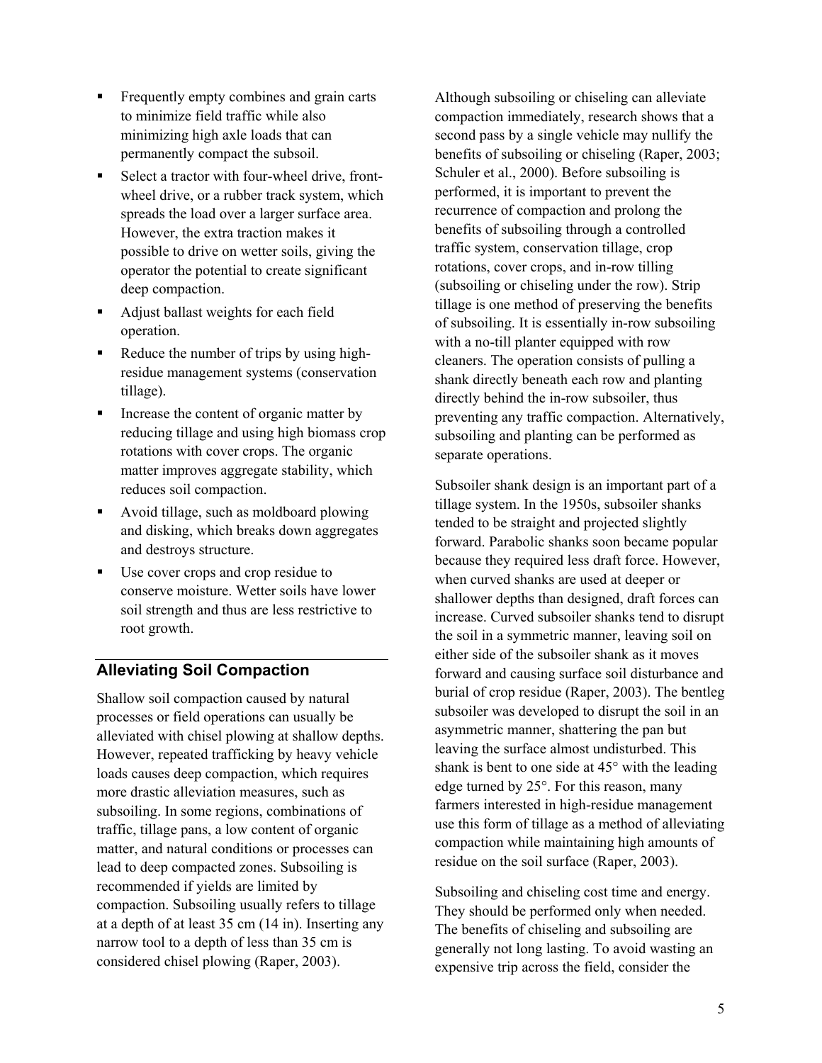- Frequently empty combines and grain carts to minimize field traffic while also minimizing high axle loads that can permanently compact the subsoil.
- Select a tractor with four-wheel drive, front-wheel drive, or a rubber track system, which spreads the load over a larger surface area. However, the extra traction makes it possible to drive on wetter soils, giving the operator the potential to create significant deep compaction.
- Adjust ballast weights for each field operation.
- Reduce the number of trips by using high-residue management systems (conservation tillage).
- Increase the content of organic matter by reducing tillage and using high biomass crop rotations with cover crops. The organic matter improves aggregate stability, which reduces soil compaction.
- Avoid tillage, such as moldboard plowing and disking, which breaks down aggregates and destroys structure.
- Use cover crops and crop residue to conserve moisture. Wetter soils have lower soil strength and thus are less restrictive to root growth.

## Alleviating Soil Compaction

Shallow soil compaction caused by natural processes or field operations can usually be alleviated with chisel plowing at shallow depths. However, repeated trafficking by heavy vehicle loads causes deep compaction, which requires more drastic alleviation measures, such as subsoiling. In some regions, combinations of traffic, tillage pans, a low content of organic matter, and natural conditions or processes can lead to deep compacted zones. Subsoiling is recommended if yields are limited by compaction. Subsoiling usually refers to tillage at a depth of at least 35 cm (14 in). Inserting any narrow tool to a depth of less than 35 cm is considered chisel plowing (Raper, 2003).

Although subsoiling or chiseling can alleviate compaction immediately, research shows that a second pass by a single vehicle may nullify the benefits of subsoiling or chiseling (Raper, 2003; Schuler et al., 2000). Before subsoiling is performed, it is important to prevent the recurrence of compaction and prolong the benefits of subsoiling through a controlled traffic system, conservation tillage, crop rotations, cover crops, and in-row tilling (subsoiling or chiseling under the row). Strip tillage is one method of preserving the benefits of subsoiling. It is essentially in-row subsoiling with a no-till planter equipped with row cleaners. The operation consists of pulling a shank directly beneath each row and planting directly behind the in-row subsoiler, thus preventing any traffic compaction. Alternatively, subsoiling and planting can be performed as separate operations.

Subsoiler shank design is an important part of a tillage system. In the 1950s, subsoiler shanks tended to be straight and projected slightly forward. Parabolic shanks soon became popular because they required less draft force. However, when curved shanks are used at deeper or shallower depths than designed, draft forces can increase. Curved subsoiler shanks tend to disrupt the soil in a symmetric manner, leaving soil on either side of the subsoiler shank as it moves forward and causing surface soil disturbance and burial of crop residue (Raper, 2003). The bentleg subsoiler was developed to disrupt the soil in an asymmetric manner, shattering the pan but leaving the surface almost undisturbed. This shank is bent to one side at 45° with the leading edge turned by 25°. For this reason, many farmers interested in high-residue management use this form of tillage as a method of alleviating compaction while maintaining high amounts of residue on the soil surface (Raper, 2003).

Subsoiling and chiseling cost time and energy. They should be performed only when needed. The benefits of chiseling and subsoiling are generally not long lasting. To avoid wasting an expensive trip across the field, consider the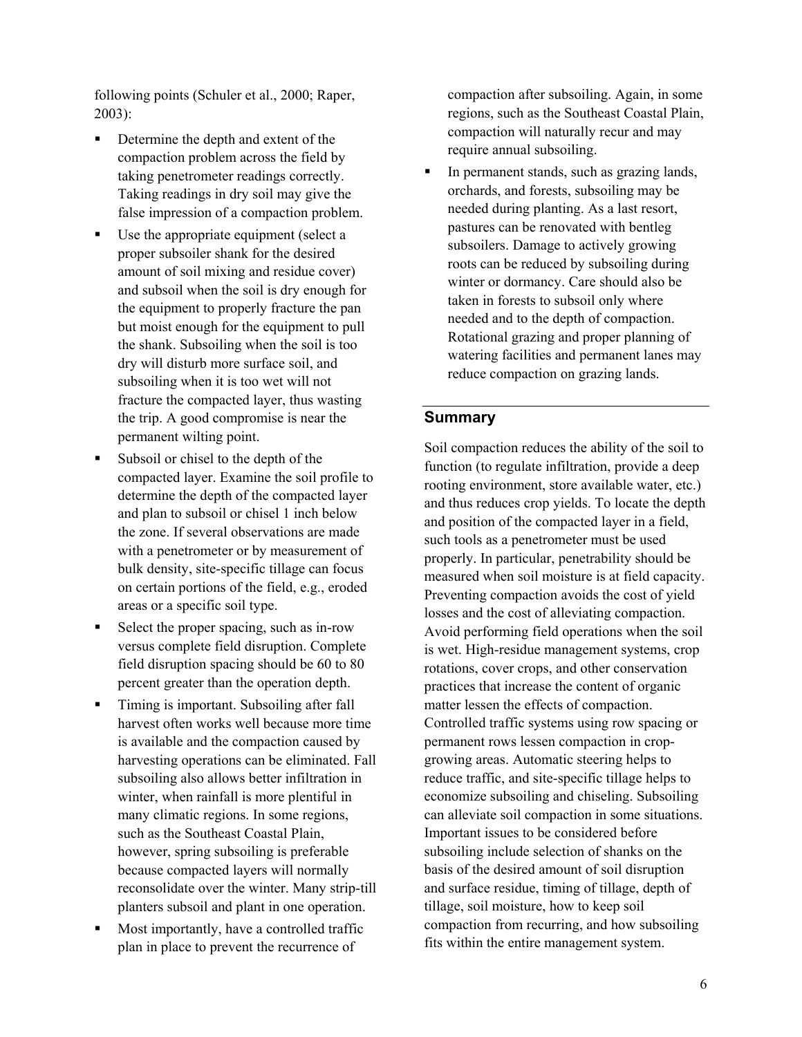following points (Schuler et al., 2000; Raper, 2003):

- Determine the depth and extent of the compaction problem across the field by taking penetrometer readings correctly. Taking readings in dry soil may give the false impression of a compaction problem.
- Use the appropriate equipment (select a proper subsoiler shank for the desired amount of soil mixing and residue cover) and subsoil when the soil is dry enough for the equipment to properly fracture the pan but moist enough for the equipment to pull the shank. Subsoiling when the soil is too dry will disturb more surface soil, and subsoiling when it is too wet will not fracture the compacted layer, thus wasting the trip. A good compromise is near the permanent wilting point.
- Subsoil or chisel to the depth of the compacted layer. Examine the soil profile to determine the depth of the compacted layer and plan to subsoil or chisel 1 inch below the zone. If several observations are made with a penetrometer or by measurement of bulk density, site-specific tillage can focus on certain portions of the field, e.g., eroded areas or a specific soil type.
- Select the proper spacing, such as in-row versus complete field disruption. Complete field disruption spacing should be 60 to 80 percent greater than the operation depth.
- Timing is important. Subsoiling after fall harvest often works well because more time is available and the compaction caused by harvesting operations can be eliminated. Fall subsoiling also allows better infiltration in winter, when rainfall is more plentiful in many climatic regions. In some regions, such as the Southeast Coastal Plain, however, spring subsoiling is preferable because compacted layers will normally reconsolidate over the winter. Many strip-till planters subsoil and plant in one operation.
- Most importantly, have a controlled traffic plan in place to prevent the recurrence of compaction after subsoiling. Again, in some regions, such as the Southeast Coastal Plain, compaction will naturally recur and may require annual subsoiling.
- In permanent stands, such as grazing lands, orchards, and forests, subsoiling may be needed during planting. As a last resort, pastures can be renovated with bentleg subsoilers. Damage to actively growing roots can be reduced by subsoiling during winter or dormancy. Care should also be taken in forests to subsoil only where needed and to the depth of compaction. Rotational grazing and proper planning of watering facilities and permanent lanes may reduce compaction on grazing lands.

## Summary

Soil compaction reduces the ability of the soil to function (to regulate infiltration, provide a deep rooting environment, store available water, etc.) and thus reduces crop yields. To locate the depth and position of the compacted layer in a field, such tools as a penetrometer must be used properly. In particular, penetrability should be measured when soil moisture is at field capacity. Preventing compaction avoids the cost of yield losses and the cost of alleviating compaction. Avoid performing field operations when the soil is wet. High-residue management systems, crop rotations, cover crops, and other conservation practices that increase the content of organic matter lessen the effects of compaction. Controlled traffic systems using row spacing or permanent rows lessen compaction in crop-growing areas. Automatic steering helps to reduce traffic, and site-specific tillage helps to economize subsoiling and chiseling. Subsoiling can alleviate soil compaction in some situations. Important issues to be considered before subsoiling include selection of shanks on the basis of the desired amount of soil disruption and surface residue, timing of tillage, depth of tillage, soil moisture, how to keep soil compaction from recurring, and how subsoiling fits within the entire management system.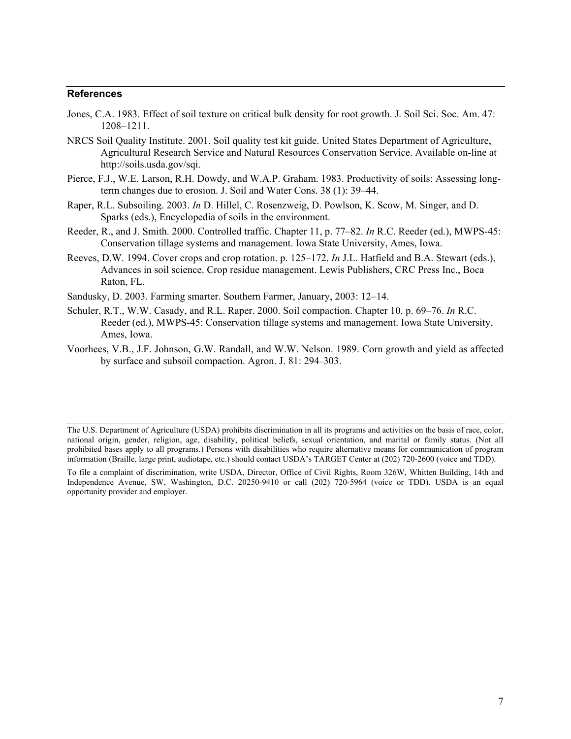## References

Jones, C.A. 1983. Effect of soil texture on critical bulk density for root growth. J. Soil Sci. Soc. Am. 47: 1208–1211.

NRCS Soil Quality Institute. 2001. Soil quality test kit guide. United States Department of Agriculture, Agricultural Research Service and Natural Resources Conservation Service. Available on-line at http://soils.usda.gov/sqi.

Pierce, F.J., W.E. Larson, R.H. Dowdy, and W.A.P. Graham. 1983. Productivity of soils: Assessing long-term changes due to erosion. J. Soil and Water Cons. 38 (1): 39–44.

Raper, R.L. Subsoiling. 2003. *In* D. Hillel, C. Rosenzweig, D. Powlson, K. Scow, M. Singer, and D. Sparks (eds.), Encyclopedia of soils in the environment.

Reeder, R., and J. Smith. 2000. Controlled traffic. Chapter 11, p. 77–82. *In* R.C. Reeder (ed.), MWPS-45: Conservation tillage systems and management. Iowa State University, Ames, Iowa.

Reeves, D.W. 1994. Cover crops and crop rotation. p. 125–172. *In* J.L. Hatfield and B.A. Stewart (eds.), Advances in soil science. Crop residue management. Lewis Publishers, CRC Press Inc., Boca Raton, FL.

Sandusky, D. 2003. Farming smarter. Southern Farmer, January, 2003: 12–14.

Schuler, R.T., W.W. Casady, and R.L. Raper. 2000. Soil compaction. Chapter 10. p. 69–76. *In* R.C. Reeder (ed.), MWPS-45: Conservation tillage systems and management. Iowa State University, Ames, Iowa.

Voorhees, V.B., J.F. Johnson, G.W. Randall, and W.W. Nelson. 1989. Corn growth and yield as affected by surface and subsoil compaction. Agron. J. 81: 294–303.

---

The U.S. Department of Agriculture (USDA) prohibits discrimination in all its programs and activities on the basis of race, color, national origin, gender, religion, age, disability, political beliefs, sexual orientation, and marital or family status. (Not all prohibited bases apply to all programs.) Persons with disabilities who require alternative means for communication of program information (Braille, large print, audiotape, etc.) should contact USDA's TARGET Center at (202) 720-2600 (voice and TDD).

To file a complaint of discrimination, write USDA, Director, Office of Civil Rights, Room 326W, Whitten Building, 14th and Independence Avenue, SW, Washington, D.C. 20250-9410 or call (202) 720-5964 (voice or TDD). USDA is an equal opportunity provider and employer.